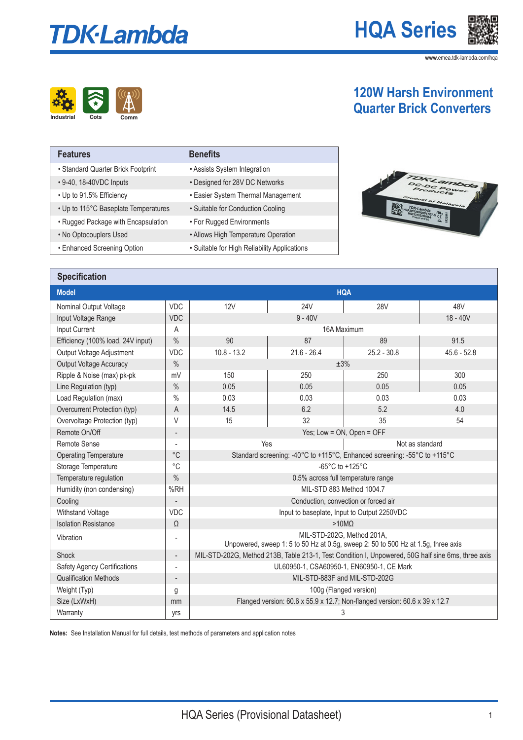# TDK·Lambda

# HQA Series

www.emea.tdk-lambda.com/hqa

Industrial Cots Comm

## 120W Harsh Environment Quarter Brick Converters

| Features | Benefits |
|---|---|
| • Standard Quarter Brick Footprint | • Assists System Integration |
| • 9-40, 18-40VDC Inputs | • Designed for 28V DC Networks |
| • Up to 91.5% Efficiency | • Easier System Thermal Management |
| • Up to 115°C Baseplate Temperatures | • Suitable for Conduction Cooling |
| • Rugged Package with Encapsulation | • For Rugged Environments |
| • No Optocouplers Used | • Allows High Temperature Operation |
| • Enhanced Screening Option | • Suitable for High Reliability Applications |

## Specification

| Model | | HQA | | | |
|---|---|---|---|---|---|
| Nominal Output Voltage | VDC | 12V | 24V | 28V | 48V |
| Input Voltage Range | VDC | 9 - 40V | | | 18 - 40V |
| Input Current | A | 16A Maximum | | | |
| Efficiency (100% load, 24V input) | % | 90 | 87 | 89 | 91.5 |
| Output Voltage Adjustment | VDC | 10.8 - 13.2 | 21.6 - 26.4 | 25.2 - 30.8 | 45.6 - 52.8 |
| Output Voltage Accuracy | % | ±3% | | | |
| Ripple & Noise (max) pk-pk | mV | 150 | 250 | 250 | 300 |
| Line Regulation (typ) | % | 0.05 | 0.05 | 0.05 | 0.05 |
| Load Regulation (max) | % | 0.03 | 0.03 | 0.03 | 0.03 |
| Overcurrent Protection (typ) | A | 14.5 | 6.2 | 5.2 | 4.0 |
| Overvoltage Protection (typ) | V | 15 | 32 | 35 | 54 |
| Remote On/Off | - | Yes; Low = ON, Open = OFF | | | |
| Remote Sense | - | Yes | | Not as standard | |
| Operating Temperature | °C | Standard screening: -40°C to +115°C, Enhanced screening: -55°C to +115°C | | | |
| Storage Temperature | °C | -65°C to +125°C | | | |
| Temperature regulation | % | 0.5% across full temperature range | | | |
| Humidity (non condensing) | %RH | MIL-STD 883 Method 1004.7 | | | |
| Cooling | - | Conduction, convection or forced air | | | |
| Withstand Voltage | VDC | Input to baseplate, Input to Output 2250VDC | | | |
| Isolation Resistance | Ω | >10MΩ | | | |
| Vibration | - | MIL-STD-202G, Method 201A, Unpowered, sweep 1: 5 to 50 Hz at 0.5g, sweep 2: 50 to 500 Hz at 1.5g, three axis | | | |
| Shock | - | MIL-STD-202G, Method 213B, Table 213-1, Test Condition I, Unpowered, 50G half sine 6ms, three axis | | | |
| Safety Agency Certifications | - | UL60950-1, CSA60950-1, EN60950-1, CE Mark | | | |
| Qualification Methods | - | MIL-STD-883F and MIL-STD-202G | | | |
| Weight (Typ) | g | 100g (Flanged version) | | | |
| Size (LxWxH) | mm | Flanged version: 60.6 x 55.9 x 12.7; Non-flanged version: 60.6 x 39 x 12.7 | | | |
| Warranty | yrs | 3 | | | |

**Notes:** See Installation Manual for full details, test methods of parameters and application notes

HQA Series (Provisional Datasheet)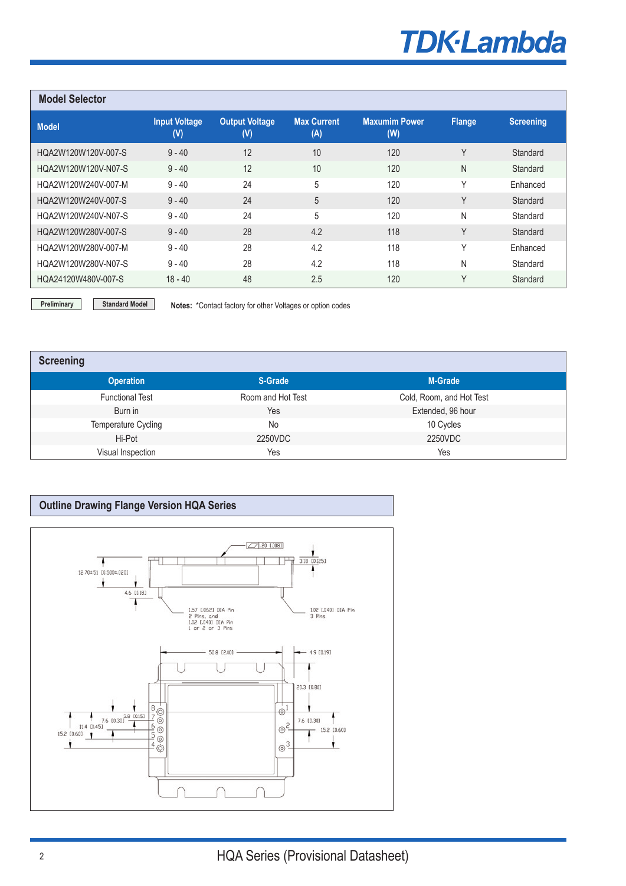## Model Selector

| Model | Input Voltage (V) | Output Voltage (V) | Max Current (A) | Maxumim Power (W) | Flange | Screening |
|---|---|---|---|---|---|---|
| HQA2W120W120V-007-S | 9 - 40 | 12 | 10 | 120 | Y | Standard |
| HQA2W120W120V-N07-S | 9 - 40 | 12 | 10 | 120 | N | Standard |
| HQA2W120W240V-007-M | 9 - 40 | 24 | 5 | 120 | Y | Enhanced |
| HQA2W120W240V-007-S | 9 - 40 | 24 | 5 | 120 | Y | Standard |
| HQA2W120W240V-N07-S | 9 - 40 | 24 | 5 | 120 | N | Standard |
| HQA2W120W280V-007-S | 9 - 40 | 28 | 4.2 | 118 | Y | Standard |
| HQA2W120W280V-007-M | 9 - 40 | 28 | 4.2 | 118 | Y | Enhanced |
| HQA2W120W280V-N07-S | 9 - 40 | 28 | 4.2 | 118 | N | Standard |
| HQA24120W480V-007-S | 18 - 40 | 48 | 2.5 | 120 | Y | Standard |

Preliminary | Standard Model

**Notes:** *Contact factory for other Voltages or option codes

## Screening

| Operation | S-Grade | M-Grade |
|---|---|---|
| Functional Test | Room and Hot Test | Cold, Room, and Hot Test |
| Burn in | Yes | Extended, 96 hour |
| Temperature Cycling | No | 10 Cycles |
| Hi-Pot | 2250VDC | 2250VDC |
| Visual Inspection | Yes | Yes |

## Outline Drawing Flange Version HQA Series

.20 [.008]

3.18 [0.125]

12.70±.51 [0.500±.020]

4.6 [0.18]

1.57 [.062] DIA Pin
2 Pins, and
1.02 [.040] DIA Pin
1 or 2 or 3 Pins

1.02 [.040] DIA Pin
3 Pins

50.8 [2.00]

4.9 [0.19]

20.3 [0.80]

3.8 [0.15]

7.6 [0.30]

11.4 [0.45]

15.2 [0.60]

7.6 [0.30]

15.2 [0.60]

8 7 6 5 4

1 2 3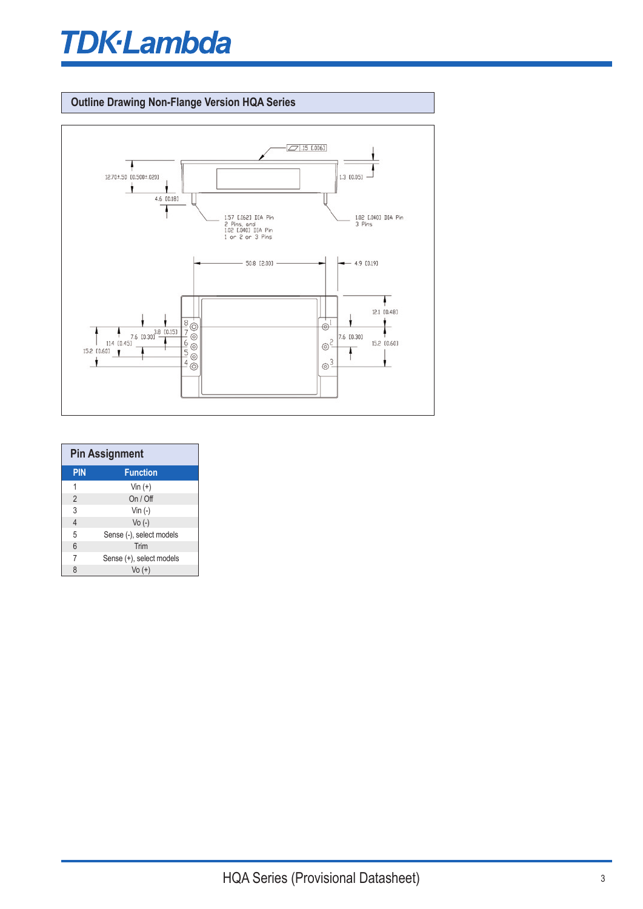## Outline Drawing Non-Flange Version HQA Series

.15 [.006]

12.70±.50 [0.500±.020]

1.3 [0.05]

4.6 [0.18]

1.57 [.062] DIA Pin
2 Pins, and
1.02 [.040] DIA Pin
1 or 2 or 3 Pins

1.02 [.040] DIA Pin
3 Pins

50.8 [2.00]

4.9 [0.19]

12.1 [0.48]

3.8 [0.15]

7.6 [0.30]

11.4 [0.45]

15.2 [0.60]

7.6 [0.30]

15.2 [0.60]

## Pin Assignment

| PIN | Function |
|---|---|
| 1 | Vin (+) |
| 2 | On / Off |
| 3 | Vin (-) |
| 4 | Vo (-) |
| 5 | Sense (-), select models |
| 6 | Trim |
| 7 | Sense (+), select models |
| 8 | Vo (+) |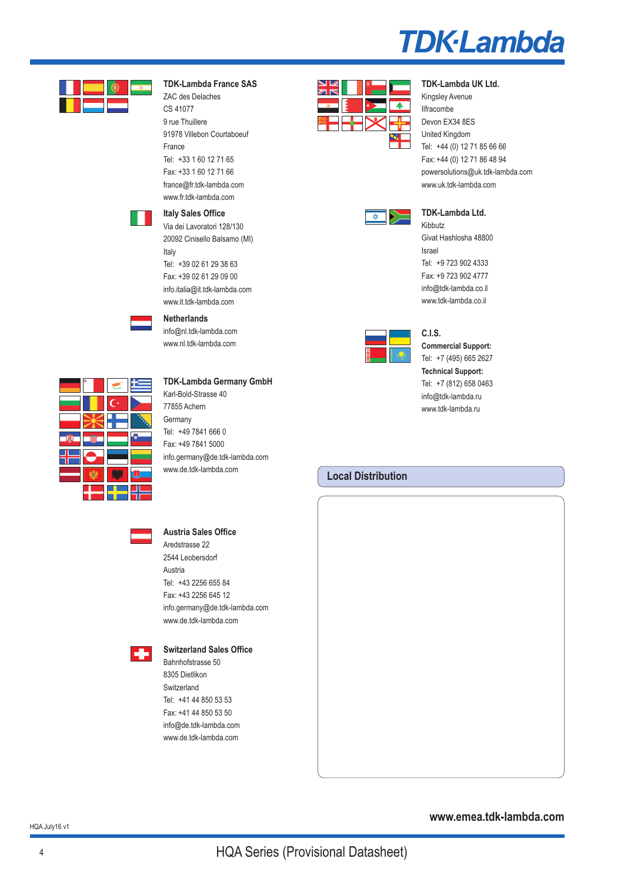### TDK-Lambda France SAS

ZAC des Delaches
CS 41077
9 rue Thuillere
91978 Villebon Courtaboeuf
France
Tel: +33 1 60 12 71 65
Fax: +33 1 60 12 71 66
france@fr.tdk-lambda.com
www.fr.tdk-lambda.com

### Italy Sales Office

Via dei Lavoratori 128/130
20092 Cinisello Balsamo (MI)
Italy
Tel: +39 02 61 29 38 63
Fax: +39 02 61 29 09 00
info.italia@it.tdk-lambda.com
www.it.tdk-lambda.com

### Netherlands

info@nl.tdk-lambda.com
www.nl.tdk-lambda.com

### TDK-Lambda Germany GmbH

Karl-Bold-Strasse 40
77855 Achern
Germany
Tel: +49 7841 666 0
Fax: +49 7841 5000
info.germany@de.tdk-lambda.com
www.de.tdk-lambda.com

### Austria Sales Office

Aredstrasse 22
2544 Leobersdorf
Austria
Tel: +43 2256 655 84
Fax: +43 2256 645 12
info.germany@de.tdk-lambda.com
www.de.tdk-lambda.com

### Switzerland Sales Office

Bahnhofstrasse 50
8305 Dietlikon
Switzerland
Tel: +41 44 850 53 53
Fax: +41 44 850 53 50
info@de.tdk-lambda.com
www.de.tdk-lambda.com

### TDK-Lambda UK Ltd.

Kingsley Avenue
Ilfracombe
Devon EX34 8ES
United Kingdom
Tel: +44 (0) 12 71 85 66 66
Fax: +44 (0) 12 71 86 48 94
powersolutions@uk.tdk-lambda.com
www.uk.tdk-lambda.com

### TDK-Lambda Ltd.

Kibbutz
Givat Hashlosha 48800
Israel
Tel: +9 723 902 4333
Fax: +9 723 902 4777
info@tdk-lambda.co.il
www.tdk-lambda.co.il

### C.I.S.

**Commercial Support:**
Tel: +7 (495) 665 2627
**Technical Support:**
Tel: +7 (812) 658 0463
info@tdk-lambda.ru
www.tdk-lambda.ru

## Local Distribution

www.emea.tdk-lambda.com

HQA July16 v1